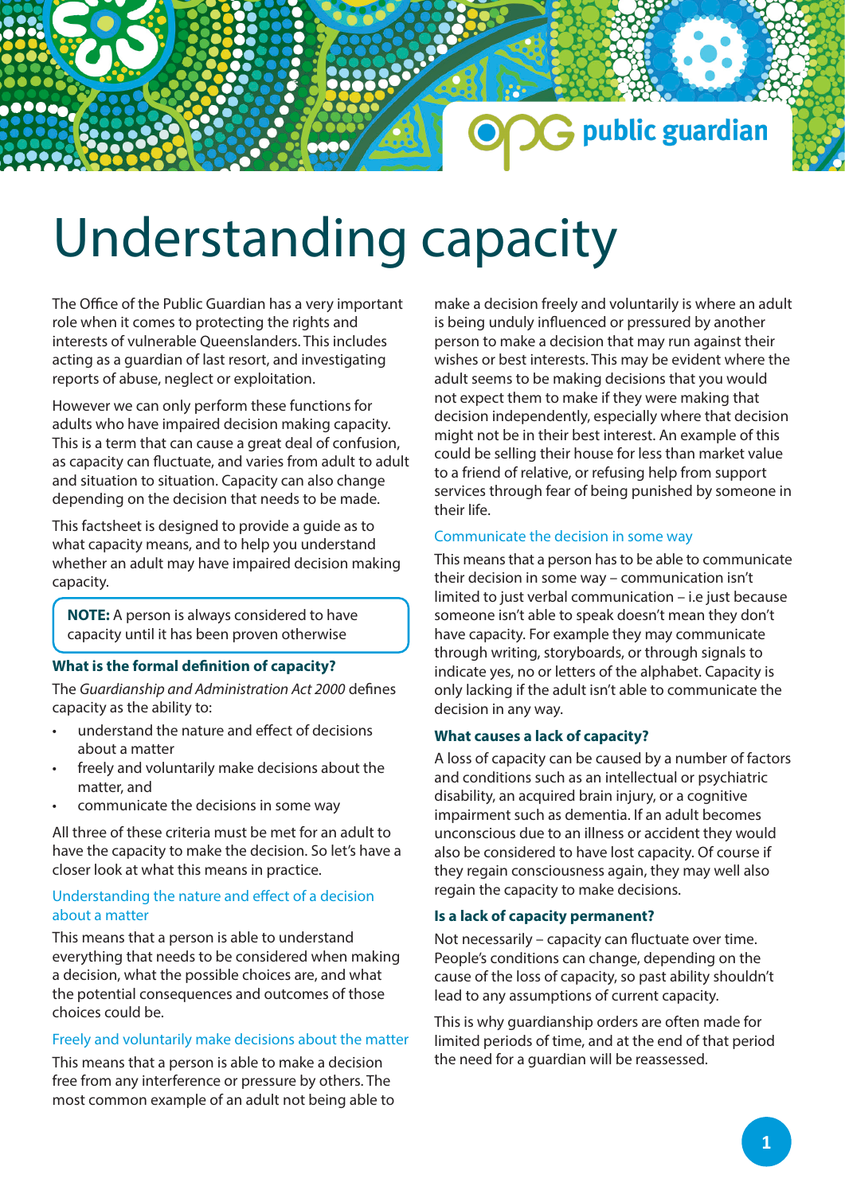# Understanding capacity

The Office of the Public Guardian has a very important role when it comes to protecting the rights and interests of vulnerable Queenslanders. This includes acting as a guardian of last resort, and investigating reports of abuse, neglect or exploitation.

However we can only perform these functions for adults who have impaired decision making capacity. This is a term that can cause a great deal of confusion, as capacity can fluctuate, and varies from adult to adult and situation to situation. Capacity can also change depending on the decision that needs to be made.

This factsheet is designed to provide a guide as to what capacity means, and to help you understand whether an adult may have impaired decision making capacity.

> **NOTE:** A person is always considered to have capacity until it has been proven otherwise

### What is the formal definition of capacity?

The *Guardianship and Administration Act 2000* defines capacity as the ability to:

- understand the nature and effect of decisions about a matter
- freely and voluntarily make decisions about the matter, and
- communicate the decisions in some way

All three of these criteria must be met for an adult to have the capacity to make the decision. So let's have a closer look at what this means in practice.

#### Understanding the nature and effect of a decision about a matter

This means that a person is able to understand everything that needs to be considered when making a decision, what the possible choices are, and what the potential consequences and outcomes of those choices could be.

#### Freely and voluntarily make decisions about the matter

This means that a person is able to make a decision free from any interference or pressure by others. The most common example of an adult not being able to make a decision freely and voluntarily is where an adult is being unduly influenced or pressured by another person to make a decision that may run against their wishes or best interests. This may be evident where the adult seems to be making decisions that you would not expect them to make if they were making that decision independently, especially where that decision might not be in their best interest. An example of this could be selling their house for less than market value to a friend of relative, or refusing help from support services through fear of being punished by someone in their life.

#### Communicate the decision in some way

This means that a person has to be able to communicate their decision in some way – communication isn't limited to just verbal communication – i.e just because someone isn't able to speak doesn't mean they don't have capacity. For example they may communicate through writing, storyboards, or through signals to indicate yes, no or letters of the alphabet. Capacity is only lacking if the adult isn't able to communicate the decision in any way.

### What causes a lack of capacity?

A loss of capacity can be caused by a number of factors and conditions such as an intellectual or psychiatric disability, an acquired brain injury, or a cognitive impairment such as dementia. If an adult becomes unconscious due to an illness or accident they would also be considered to have lost capacity. Of course if they regain consciousness again, they may well also regain the capacity to make decisions.

### Is a lack of capacity permanent?

Not necessarily – capacity can fluctuate over time. People's conditions can change, depending on the cause of the loss of capacity, so past ability shouldn't lead to any assumptions of current capacity.

This is why guardianship orders are often made for limited periods of time, and at the end of that period the need for a guardian will be reassessed.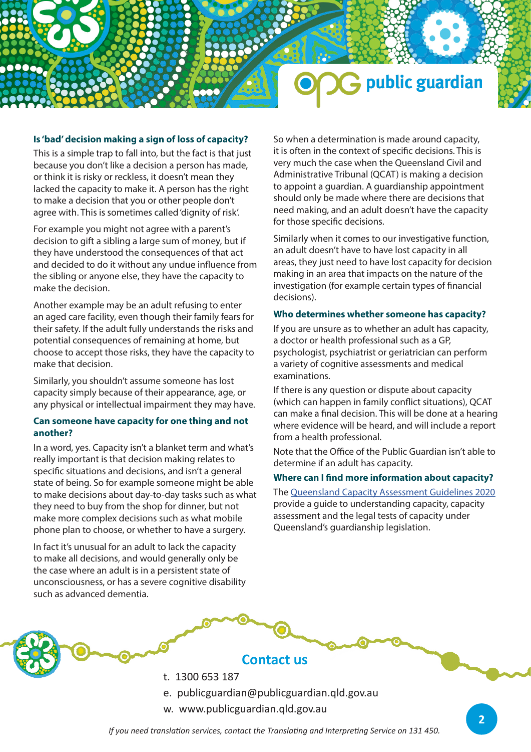### Is 'bad' decision making a sign of loss of capacity?

This is a simple trap to fall into, but the fact is that just because you don't like a decision a person has made, or think it is risky or reckless, it doesn't mean they lacked the capacity to make it. A person has the right to make a decision that you or other people don't agree with. This is sometimes called 'dignity of risk'.

For example you might not agree with a parent's decision to gift a sibling a large sum of money, but if they have understood the consequences of that act and decided to do it without any undue influence from the sibling or anyone else, they have the capacity to make the decision.

Another example may be an adult refusing to enter an aged care facility, even though their family fears for their safety. If the adult fully understands the risks and potential consequences of remaining at home, but choose to accept those risks, they have the capacity to make that decision.

Similarly, you shouldn't assume someone has lost capacity simply because of their appearance, age, or any physical or intellectual impairment they may have.

### Can someone have capacity for one thing and not another?

In a word, yes. Capacity isn't a blanket term and what's really important is that decision making relates to specific situations and decisions, and isn't a general state of being. So for example someone might be able to make decisions about day-to-day tasks such as what they need to buy from the shop for dinner, but not make more complex decisions such as what mobile phone plan to choose, or whether to have a surgery.

In fact it's unusual for an adult to lack the capacity to make all decisions, and would generally only be the case where an adult is in a persistent state of unconsciousness, or has a severe cognitive disability such as advanced dementia.

So when a determination is made around capacity, it is often in the context of specific decisions. This is very much the case when the Queensland Civil and Administrative Tribunal (QCAT) is making a decision to appoint a guardian. A guardianship appointment should only be made where there are decisions that need making, and an adult doesn't have the capacity for those specific decisions.

Similarly when it comes to our investigative function, an adult doesn't have to have lost capacity in all areas, they just need to have lost capacity for decision making in an area that impacts on the nature of the investigation (for example certain types of financial decisions).

### Who determines whether someone has capacity?

If you are unsure as to whether an adult has capacity, a doctor or health professional such as a GP, psychologist, psychiatrist or geriatrician can perform a variety of cognitive assessments and medical examinations.

If there is any question or dispute about capacity (which can happen in family conflict situations), QCAT can make a final decision. This will be done at a hearing where evidence will be heard, and will include a report from a health professional.

Note that the Office of the Public Guardian isn't able to determine if an adult has capacity.

### Where can I find more information about capacity?

The Queensland Capacity Assessment Guidelines 2020 provide a guide to understanding capacity, capacity assessment and the legal tests of capacity under Queensland's guardianship legislation.

## Contact us

t. 1300 653 187

e. publicguardian@publicguardian.qld.gov.au

w. www.publicguardian.qld.gov.au

*If you need translation services, contact the Translating and Interpreting Service on 131 450.*